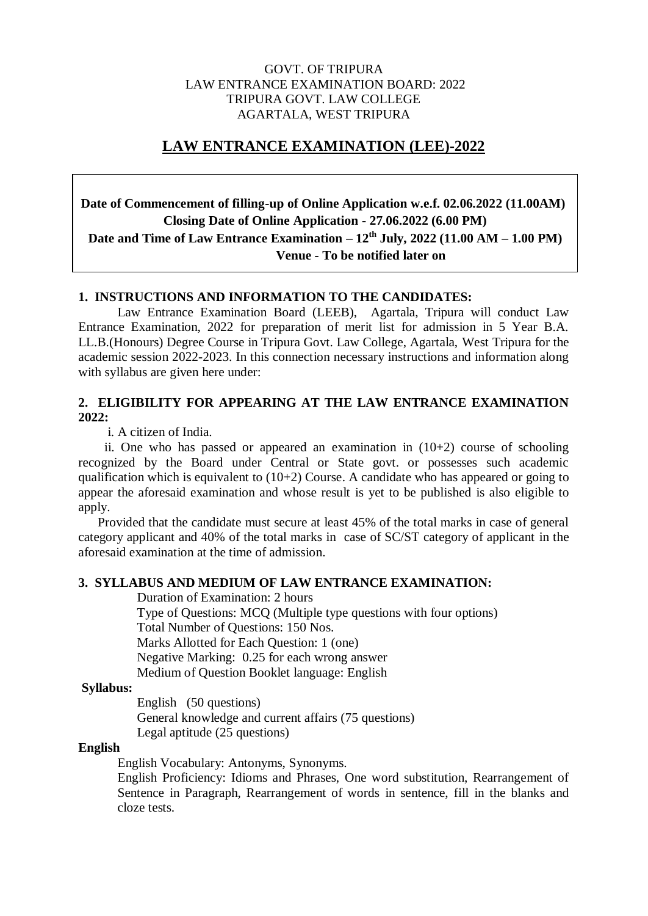GOVT. OF TRIPURA
LAW ENTRANCE EXAMINATION BOARD: 2022
TRIPURA GOVT. LAW COLLEGE
AGARTALA, WEST TRIPURA

# LAW ENTRANCE EXAMINATION (LEE)-2022

**Date of Commencement of filling-up of Online Application w.e.f. 02.06.2022 (11.00AM)**
**Closing Date of Online Application - 27.06.2022 (6.00 PM)**
**Date and Time of Law Entrance Examination – 12th July, 2022 (11.00 AM – 1.00 PM)**
**Venue - To be notified later on**

## 1. INSTRUCTIONS AND INFORMATION TO THE CANDIDATES:

Law Entrance Examination Board (LEEB), Agartala, Tripura will conduct Law Entrance Examination, 2022 for preparation of merit list for admission in 5 Year B.A. LL.B.(Honours) Degree Course in Tripura Govt. Law College, Agartala, West Tripura for the academic session 2022-2023. In this connection necessary instructions and information along with syllabus are given here under:

## 2. ELIGIBILITY FOR APPEARING AT THE LAW ENTRANCE EXAMINATION 2022:

i. A citizen of India.

ii. One who has passed or appeared an examination in (10+2) course of schooling recognized by the Board under Central or State govt. or possesses such academic qualification which is equivalent to (10+2) Course. A candidate who has appeared or going to appear the aforesaid examination and whose result is yet to be published is also eligible to apply.

Provided that the candidate must secure at least 45% of the total marks in case of general category applicant and 40% of the total marks in case of SC/ST category of applicant in the aforesaid examination at the time of admission.

## 3. SYLLABUS AND MEDIUM OF LAW ENTRANCE EXAMINATION:

Duration of Examination: 2 hours
Type of Questions: MCQ (Multiple type questions with four options)
Total Number of Questions: 150 Nos.
Marks Allotted for Each Question: 1 (one)
Negative Marking: 0.25 for each wrong answer
Medium of Question Booklet language: English

**Syllabus:**

English (50 questions)
General knowledge and current affairs (75 questions)
Legal aptitude (25 questions)

**English**

English Vocabulary: Antonyms, Synonyms.

English Proficiency: Idioms and Phrases, One word substitution, Rearrangement of Sentence in Paragraph, Rearrangement of words in sentence, fill in the blanks and cloze tests.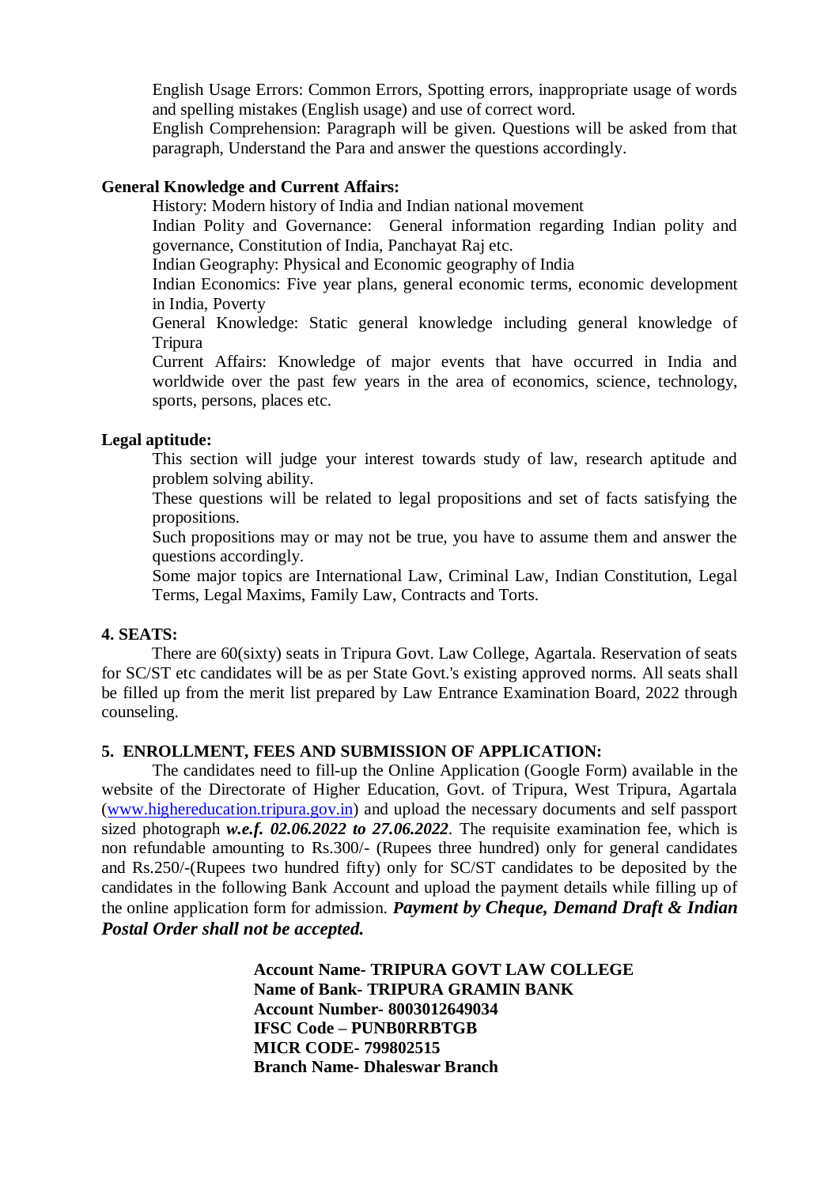English Usage Errors: Common Errors, Spotting errors, inappropriate usage of words and spelling mistakes (English usage) and use of correct word.

English Comprehension: Paragraph will be given. Questions will be asked from that paragraph, Understand the Para and answer the questions accordingly.

**General Knowledge and Current Affairs:**

History: Modern history of India and Indian national movement

Indian Polity and Governance: General information regarding Indian polity and governance, Constitution of India, Panchayat Raj etc.

Indian Geography: Physical and Economic geography of India

Indian Economics: Five year plans, general economic terms, economic development in India, Poverty

General Knowledge: Static general knowledge including general knowledge of Tripura

Current Affairs: Knowledge of major events that have occurred in India and worldwide over the past few years in the area of economics, science, technology, sports, persons, places etc.

**Legal aptitude:**

This section will judge your interest towards study of law, research aptitude and problem solving ability.

These questions will be related to legal propositions and set of facts satisfying the propositions.

Such propositions may or may not be true, you have to assume them and answer the questions accordingly.

Some major topics are International Law, Criminal Law, Indian Constitution, Legal Terms, Legal Maxims, Family Law, Contracts and Torts.

**4. SEATS:**

There are 60(sixty) seats in Tripura Govt. Law College, Agartala. Reservation of seats for SC/ST etc candidates will be as per State Govt.'s existing approved norms. All seats shall be filled up from the merit list prepared by Law Entrance Examination Board, 2022 through counseling.

**5. ENROLLMENT, FEES AND SUBMISSION OF APPLICATION:**

The candidates need to fill-up the Online Application (Google Form) available in the website of the Directorate of Higher Education, Govt. of Tripura, West Tripura, Agartala (www.highereducation.tripura.gov.in) and upload the necessary documents and self passport sized photograph ***w.e.f. 02.06.2022 to 27.06.2022***. The requisite examination fee, which is non refundable amounting to Rs.300/- (Rupees three hundred) only for general candidates and Rs.250/-(Rupees two hundred fifty) only for SC/ST candidates to be deposited by the candidates in the following Bank Account and upload the payment details while filling up of the online application form for admission. ***Payment by Cheque, Demand Draft & Indian Postal Order shall not be accepted.***

**Account Name- TRIPURA GOVT LAW COLLEGE**
**Name of Bank- TRIPURA GRAMIN BANK**
**Account Number- 8003012649034**
**IFSC Code – PUNB0RRBTGB**
**MICR CODE- 799802515**
**Branch Name- Dhaleswar Branch**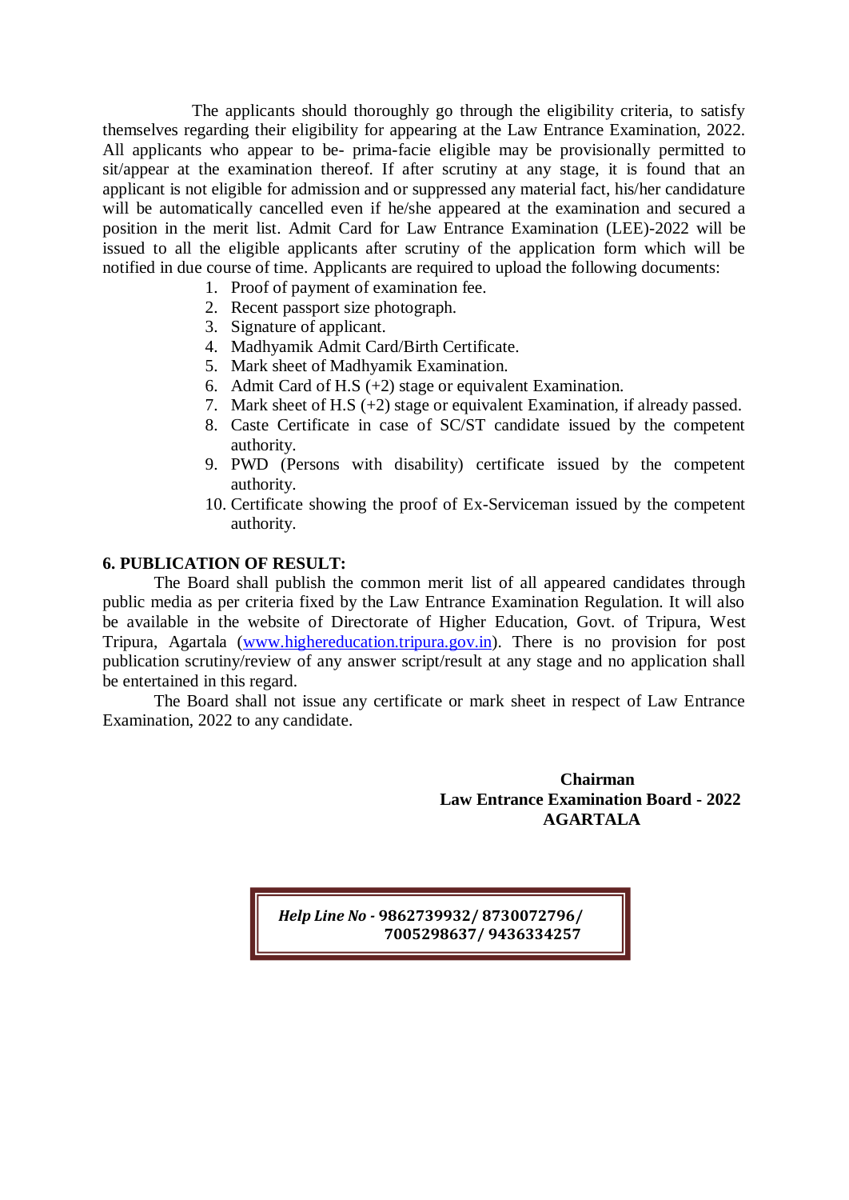The applicants should thoroughly go through the eligibility criteria, to satisfy themselves regarding their eligibility for appearing at the Law Entrance Examination, 2022. All applicants who appear to be- prima-facie eligible may be provisionally permitted to sit/appear at the examination thereof. If after scrutiny at any stage, it is found that an applicant is not eligible for admission and or suppressed any material fact, his/her candidature will be automatically cancelled even if he/she appeared at the examination and secured a position in the merit list. Admit Card for Law Entrance Examination (LEE)-2022 will be issued to all the eligible applicants after scrutiny of the application form which will be notified in due course of time. Applicants are required to upload the following documents:

1. Proof of payment of examination fee.
2. Recent passport size photograph.
3. Signature of applicant.
4. Madhyamik Admit Card/Birth Certificate.
5. Mark sheet of Madhyamik Examination.
6. Admit Card of H.S (+2) stage or equivalent Examination.
7. Mark sheet of H.S (+2) stage or equivalent Examination, if already passed.
8. Caste Certificate in case of SC/ST candidate issued by the competent authority.
9. PWD (Persons with disability) certificate issued by the competent authority.
10. Certificate showing the proof of Ex-Serviceman issued by the competent authority.

**6. PUBLICATION OF RESULT:**

The Board shall publish the common merit list of all appeared candidates through public media as per criteria fixed by the Law Entrance Examination Regulation. It will also be available in the website of Directorate of Higher Education, Govt. of Tripura, West Tripura, Agartala (www.highereducation.tripura.gov.in). There is no provision for post publication scrutiny/review of any answer script/result at any stage and no application shall be entertained in this regard.

The Board shall not issue any certificate or mark sheet in respect of Law Entrance Examination, 2022 to any candidate.

**Chairman**
**Law Entrance Examination Board - 2022**
**AGARTALA**

***Help Line No* - 9862739932/ 8730072796/ 7005298637/ 9436334257**